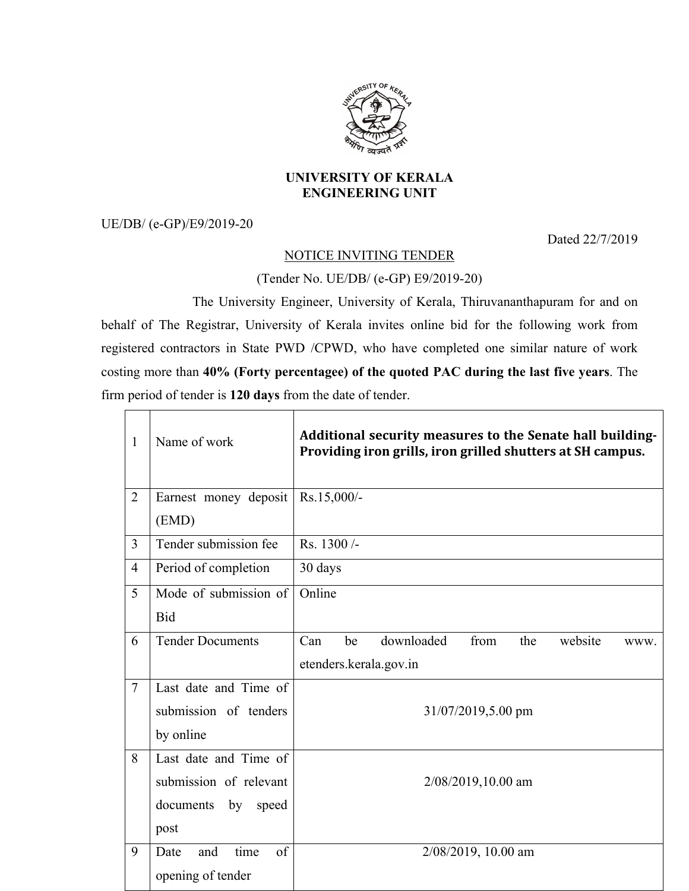# UNIVERSITY OF KERALA
## ENGINEERING UNIT

UE/DB/ (e-GP)/E9/2019-20

Dated 22/7/2019

NOTICE INVITING TENDER

(Tender No. UE/DB/ (e-GP) E9/2019-20)

The University Engineer, University of Kerala, Thiruvananthapuram for and on behalf of The Registrar, University of Kerala invites online bid for the following work from registered contractors in State PWD /CPWD, who have completed one similar nature of work costing more than **40% (Forty percentagee) of the quoted PAC during the last five years**. The firm period of tender is **120 days** from the date of tender.

| | | |
|---|---|---|
| 1 | Name of work | **Additional security measures to the Senate hall building- Providing iron grills, iron grilled shutters at SH campus.** |
| 2 | Earnest money deposit (EMD) | Rs.15,000/- |
| 3 | Tender submission fee | Rs. 1300 /- |
| 4 | Period of completion | 30 days |
| 5 | Mode of submission of Bid | Online |
| 6 | Tender Documents | Can be downloaded from the website www. etenders.kerala.gov.in |
| 7 | Last date and Time of submission of tenders by online | 31/07/2019,5.00 pm |
| 8 | Last date and Time of submission of relevant documents by speed post | 2/08/2019,10.00 am |
| 9 | Date and time of opening of tender | 2/08/2019, 10.00 am |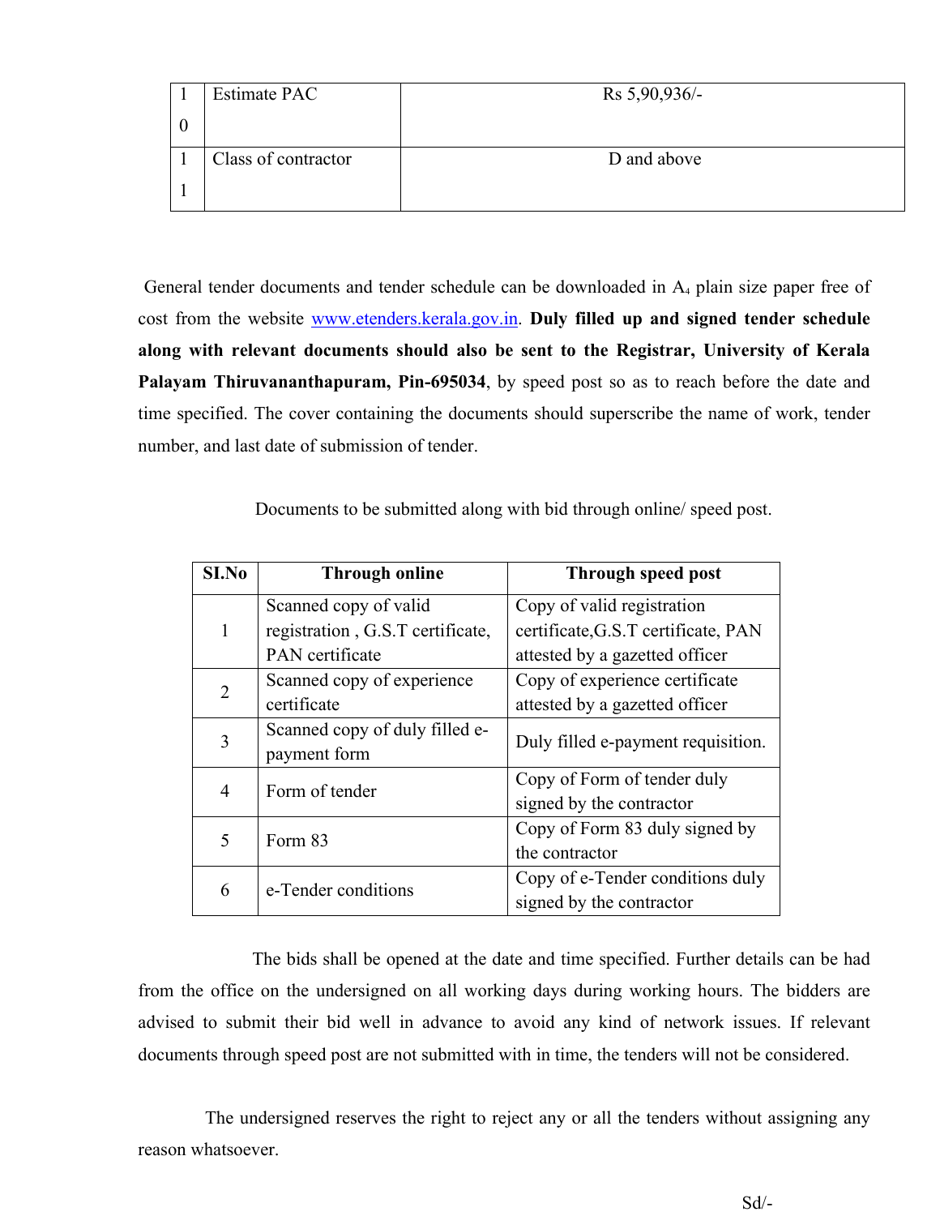| | | |
|---|---|---|
| 10 | Estimate PAC | Rs 5,90,936/- |
| 11 | Class of contractor | D and above |

General tender documents and tender schedule can be downloaded in $A_4$ plain size paper free of cost from the website www.etenders.kerala.gov.in. **Duly filled up and signed tender schedule along with relevant documents should also be sent to the Registrar, University of Kerala Palayam Thiruvananthapuram, Pin-695034**, by speed post so as to reach before the date and time specified. The cover containing the documents should superscribe the name of work, tender number, and last date of submission of tender.

Documents to be submitted along with bid through online/ speed post.

| SI.No | Through online | Through speed post |
|---|---|---|
| 1 | Scanned copy of valid registration , G.S.T certificate, PAN certificate | Copy of valid registration certificate,G.S.T certificate, PAN attested by a gazetted officer |
| 2 | Scanned copy of experience certificate | Copy of experience certificate attested by a gazetted officer |
| 3 | Scanned copy of duly filled e-payment form | Duly filled e-payment requisition. |
| 4 | Form of tender | Copy of Form of tender duly signed by the contractor |
| 5 | Form 83 | Copy of Form 83 duly signed by the contractor |
| 6 | e-Tender conditions | Copy of e-Tender conditions duly signed by the contractor |

The bids shall be opened at the date and time specified. Further details can be had from the office on the undersigned on all working days during working hours. The bidders are advised to submit their bid well in advance to avoid any kind of network issues. If relevant documents through speed post are not submitted with in time, the tenders will not be considered.

The undersigned reserves the right to reject any or all the tenders without assigning any reason whatsoever.

Sd/-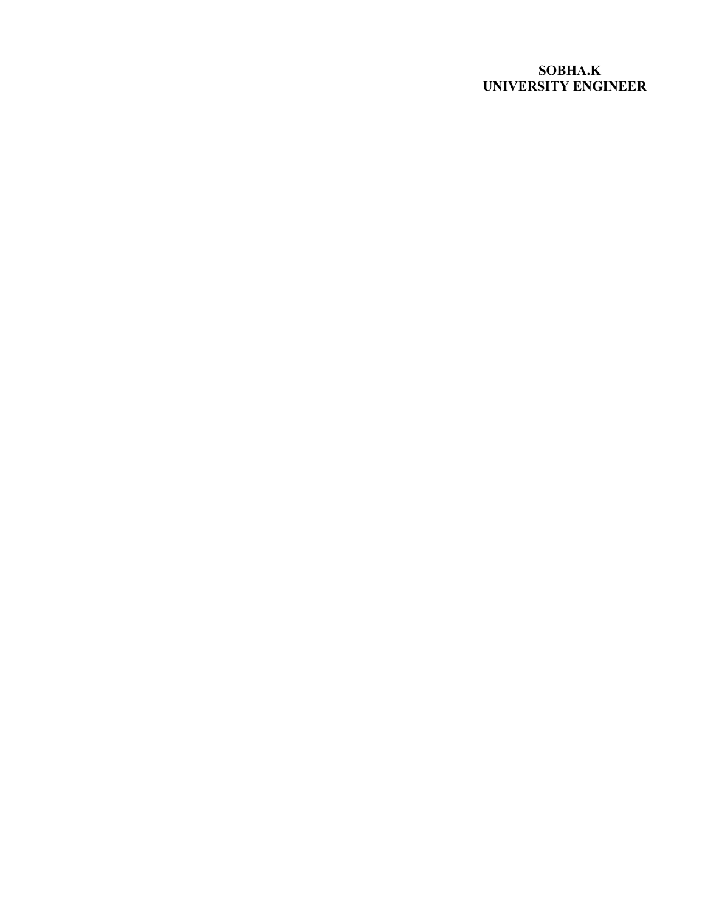**SOBHA.K**
**UNIVERSITY ENGINEER**